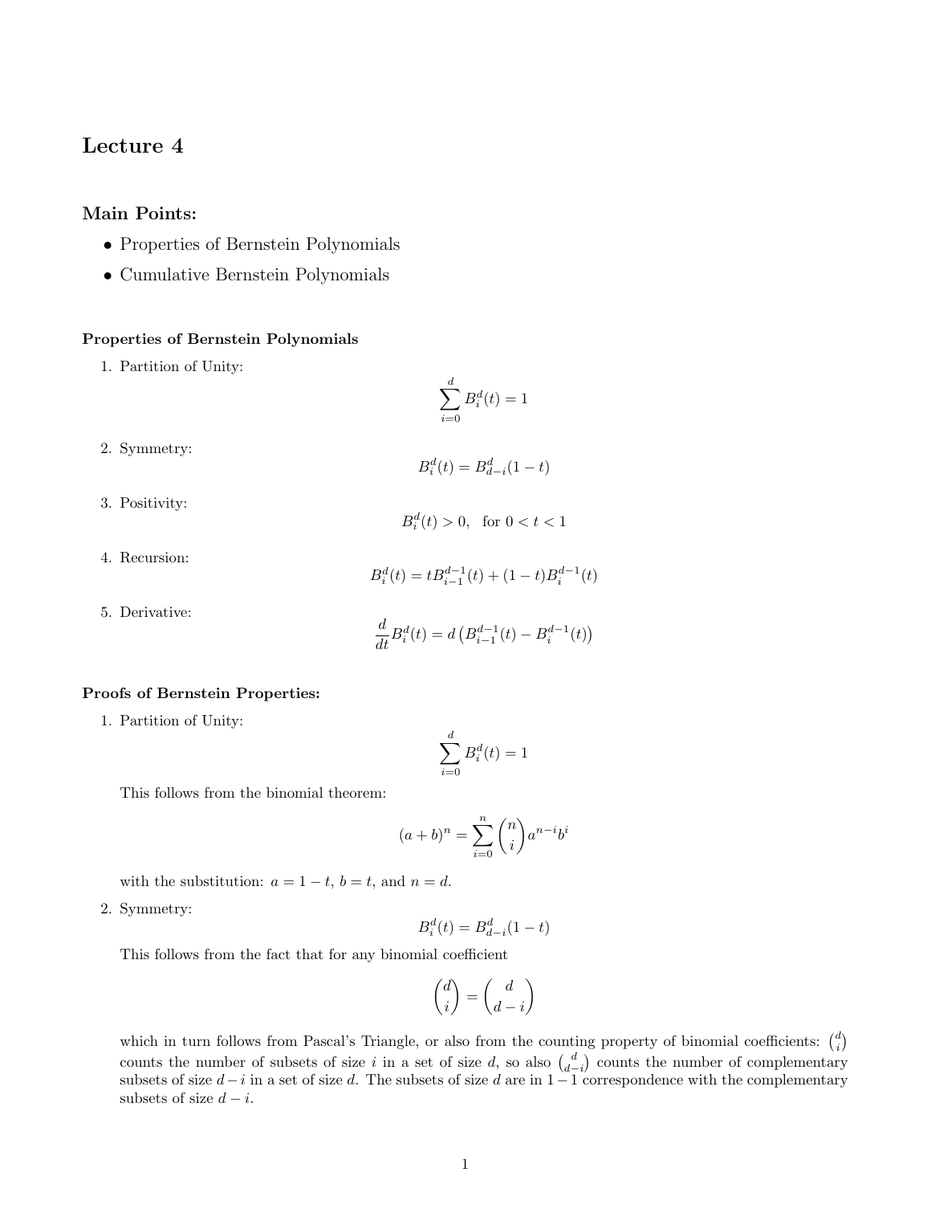# Lecture 4

## Main Points:

- Properties of Bernstein Polynomials
- Cumulative Bernstein Polynomials

### Properties of Bernstein Polynomials

1. Partition of Unity:
$$\sum_{i=0}^{d} B_i^d(t) = 1$$

2. Symmetry:
$$B_i^d(t) = B_{d-i}^d(1-t)$$

3. Positivity:
$$B_i^d(t) > 0, \quad \text{for } 0 < t < 1$$

4. Recursion:
$$B_i^d(t) = tB_{i-1}^{d-1}(t) + (1-t)B_i^{d-1}(t)$$

5. Derivative:
$$\frac{d}{dt}B_i^d(t) = d\left(B_{i-1}^{d-1}(t) - B_i^{d-1}(t)\right)$$

### Proofs of Bernstein Properties:

1. Partition of Unity:
$$\sum_{i=0}^{d} B_i^d(t) = 1$$

   This follows from the binomial theorem:
$$(a+b)^n = \sum_{i=0}^{n} \binom{n}{i} a^{n-i} b^i$$

   with the substitution: $a = 1-t$, $b = t$, and $n = d$.

2. Symmetry:
$$B_i^d(t) = B_{d-i}^d(1-t)$$

   This follows from the fact that for any binomial coefficient
$$\binom{d}{i} = \binom{d}{d-i}$$

   which in turn follows from Pascal's Triangle, or also from the counting property of binomial coefficients: $\binom{d}{i}$ counts the number of subsets of size $i$ in a set of size $d$, so also $\binom{d}{d-i}$ counts the number of complementary subsets of size $d-i$ in a set of size $d$. The subsets of size $d$ are in $1-1$ correspondence with the complementary subsets of size $d-i$.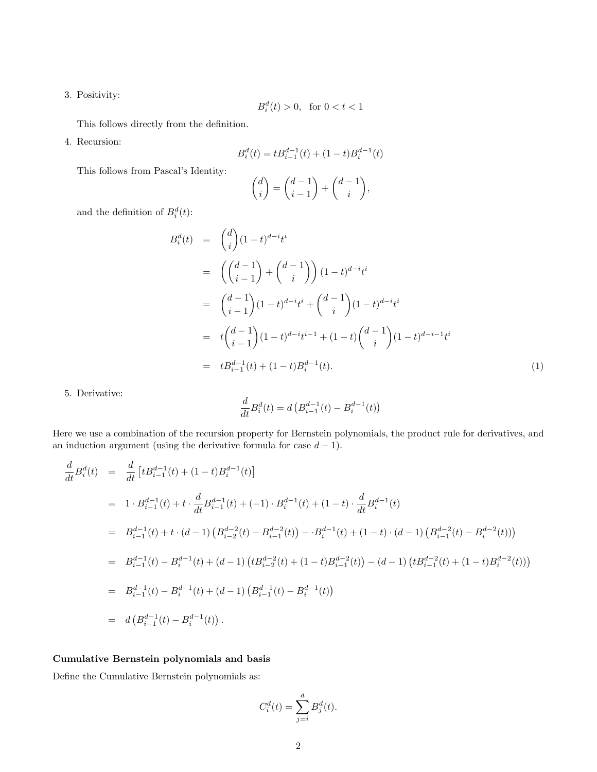3. Positivity:

$$B_i^d(t) > 0, \quad \text{for } 0 < t < 1$$

This follows directly from the definition.

4. Recursion:

$$B_i^d(t) = tB_{i-1}^{d-1}(t) + (1-t)B_i^{d-1}(t)$$

This follows from Pascal's Identity:

$$\binom{d}{i} = \binom{d-1}{i-1} + \binom{d-1}{i},$$

and the definition of $B_i^d(t)$:

$$\begin{aligned}
B_i^d(t) &= \binom{d}{i}(1-t)^{d-i}t^i \\
&= \left(\binom{d-1}{i-1} + \binom{d-1}{i}\right)(1-t)^{d-i}t^i \\
&= \binom{d-1}{i-1}(1-t)^{d-i}t^i + \binom{d-1}{i}(1-t)^{d-i}t^i \\
&= t\binom{d-1}{i-1}(1-t)^{d-i}t^{i-1} + (1-t)\binom{d-1}{i}(1-t)^{d-i-1}t^i \\
&= tB_{i-1}^{d-1}(t) + (1-t)B_i^{d-1}(t). \qquad (1)
\end{aligned}$$

5. Derivative:

$$\frac{d}{dt}B_i^d(t) = d\left(B_{i-1}^{d-1}(t) - B_i^{d-1}(t)\right)$$

Here we use a combination of the recursion property for Bernstein polynomials, the product rule for derivatives, and an induction argument (using the derivative formula for case $d-1$).

$$\begin{aligned}
\frac{d}{dt}B_i^d(t) &= \frac{d}{dt}\left[tB_{i-1}^{d-1}(t) + (1-t)B_i^{d-1}(t)\right] \\
&= 1 \cdot B_{i-1}^{d-1}(t) + t \cdot \frac{d}{dt}B_{i-1}^{d-1}(t) + (-1) \cdot B_i^{d-1}(t) + (1-t) \cdot \frac{d}{dt}B_i^{d-1}(t) \\
&= B_{i-1}^{d-1}(t) + t \cdot (d-1)\left(B_{i-2}^{d-2}(t) - B_{i-1}^{d-2}(t)\right) - \cdot B_i^{d-1}(t) + (1-t) \cdot (d-1)\left(B_{i-1}^{d-2}(t) - B_i^{d-2}(t))\right) \\
&= B_{i-1}^{d-1}(t) - B_i^{d-1}(t) + (d-1)\left(tB_{i-2}^{d-2}(t) + (1-t)B_{i-1}^{d-2}(t)\right) - (d-1)\left(tB_{i-1}^{d-2}(t) + (1-t)B_i^{d-2}(t))\right) \\
&= B_{i-1}^{d-1}(t) - B_i^{d-1}(t) + (d-1)\left(B_{i-1}^{d-1}(t) - B_i^{d-1}(t)\right) \\
&= d\left(B_{i-1}^{d-1}(t) - B_i^{d-1}(t)\right).
\end{aligned}$$

**Cumulative Bernstein polynomials and basis**

Define the Cumulative Bernstein polynomials as:

$$C_i^d(t) = \sum_{j=i}^{d} B_j^d(t).$$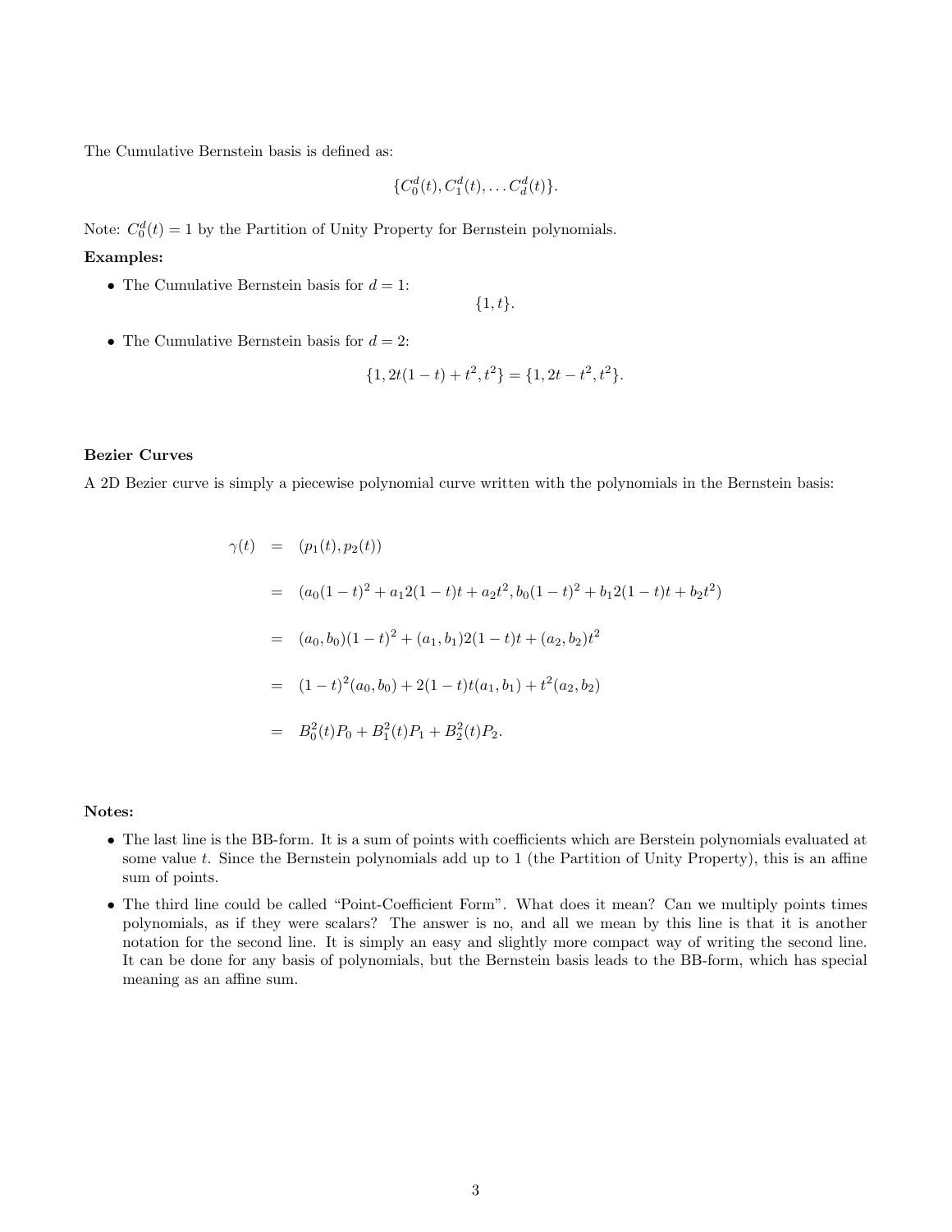The Cumulative Bernstein basis is defined as:

$$\{C_0^d(t), C_1^d(t), \ldots C_d^d(t)\}.$$

Note: $C_0^d(t) = 1$ by the Partition of Unity Property for Bernstein polynomials.

**Examples:**

- The Cumulative Bernstein basis for $d = 1$:
$$\{1, t\}.$$

- The Cumulative Bernstein basis for $d = 2$:
$$\{1, 2t(1-t) + t^2, t^2\} = \{1, 2t - t^2, t^2\}.$$

**Bezier Curves**

A 2D Bezier curve is simply a piecewise polynomial curve written with the polynomials in the Bernstein basis:

$$
\begin{aligned}
\gamma(t) &= (p_1(t), p_2(t)) \\
&= (a_0(1-t)^2 + a_1 2(1-t)t + a_2 t^2, b_0(1-t)^2 + b_1 2(1-t)t + b_2 t^2) \\
&= (a_0, b_0)(1-t)^2 + (a_1, b_1)2(1-t)t + (a_2, b_2)t^2 \\
&= (1-t)^2(a_0, b_0) + 2(1-t)t(a_1, b_1) + t^2(a_2, b_2) \\
&= B_0^2(t)P_0 + B_1^2(t)P_1 + B_2^2(t)P_2.
\end{aligned}
$$

**Notes:**

- The last line is the BB-form. It is a sum of points with coefficients which are Berstein polynomials evaluated at some value $t$. Since the Bernstein polynomials add up to 1 (the Partition of Unity Property), this is an affine sum of points.
- The third line could be called "Point-Coefficient Form". What does it mean? Can we multiply points times polynomials, as if they were scalars? The answer is no, and all we mean by this line is that it is another notation for the second line. It is simply an easy and slightly more compact way of writing the second line. It can be done for any basis of polynomials, but the Bernstein basis leads to the BB-form, which has special meaning as an affine sum.